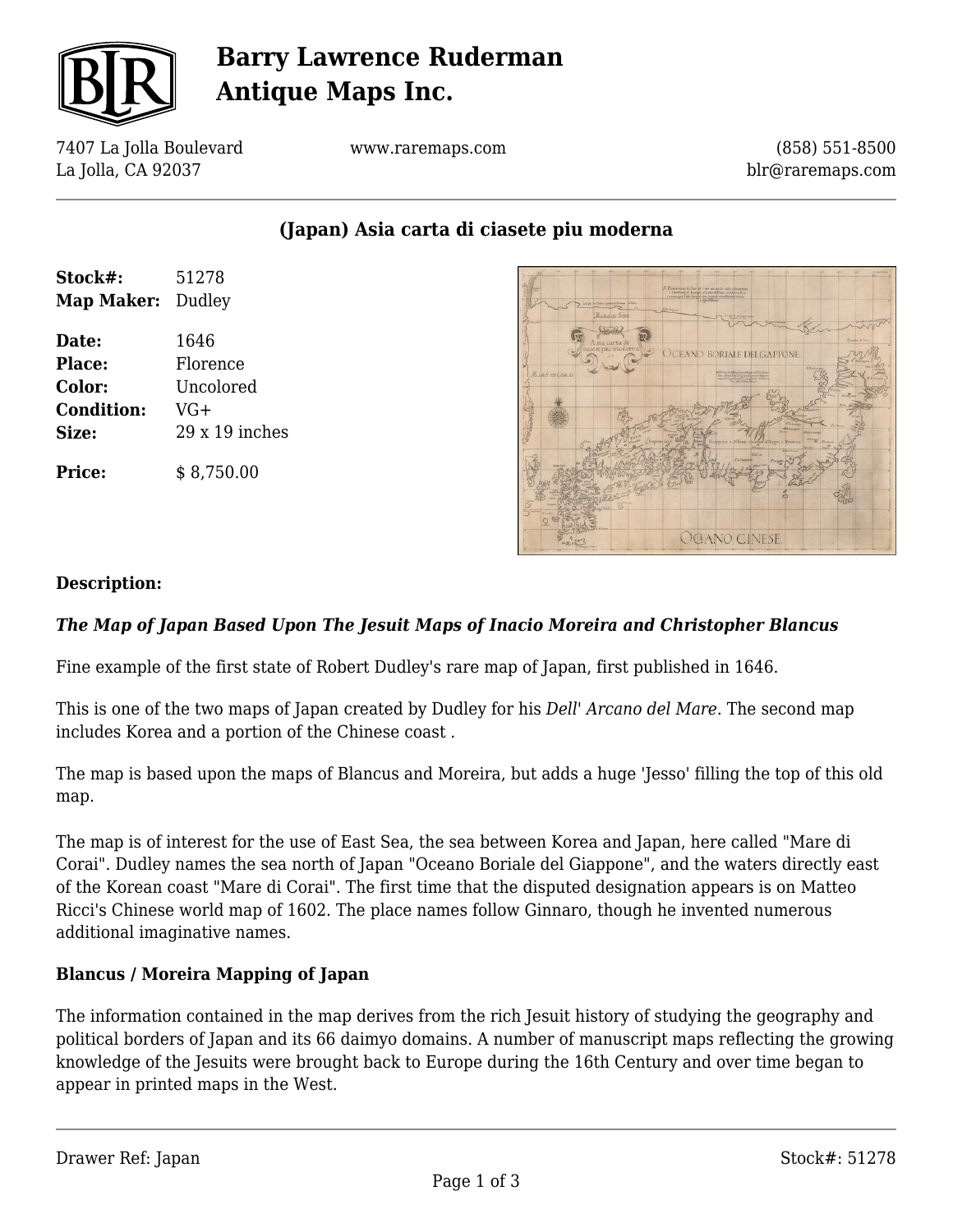# Barry Lawrence Ruderman Antique Maps Inc.

7407 La Jolla Boulevard
La Jolla, CA 92037

www.raremaps.com

(858) 551-8500
blr@raremaps.com

## (Japan) Asia carta di ciasete piu moderna

**Stock#:** 51278
**Map Maker:** Dudley

**Date:** 1646
**Place:** Florence
**Color:** Uncolored
**Condition:** VG+
**Size:** 29 x 19 inches

**Price:** $ 8,750.00

### Description:

***The Map of Japan Based Upon The Jesuit Maps of Inacio Moreira and Christopher Blancus***

Fine example of the first state of Robert Dudley's rare map of Japan, first published in 1646.

This is one of the two maps of Japan created by Dudley for his *Dell' Arcano del Mare*. The second map includes Korea and a portion of the Chinese coast .

The map is based upon the maps of Blancus and Moreira, but adds a huge 'Jesso' filling the top of this old map.

The map is of interest for the use of East Sea, the sea between Korea and Japan, here called "Mare di Corai". Dudley names the sea north of Japan "Oceano Boriale del Giappone", and the waters directly east of the Korean coast "Mare di Corai". The first time that the disputed designation appears is on Matteo Ricci's Chinese world map of 1602. The place names follow Ginnaro, though he invented numerous additional imaginative names.

### Blancus / Moreira Mapping of Japan

The information contained in the map derives from the rich Jesuit history of studying the geography and political borders of Japan and its 66 daimyo domains. A number of manuscript maps reflecting the growing knowledge of the Jesuits were brought back to Europe during the 16th Century and over time began to appear in printed maps in the West.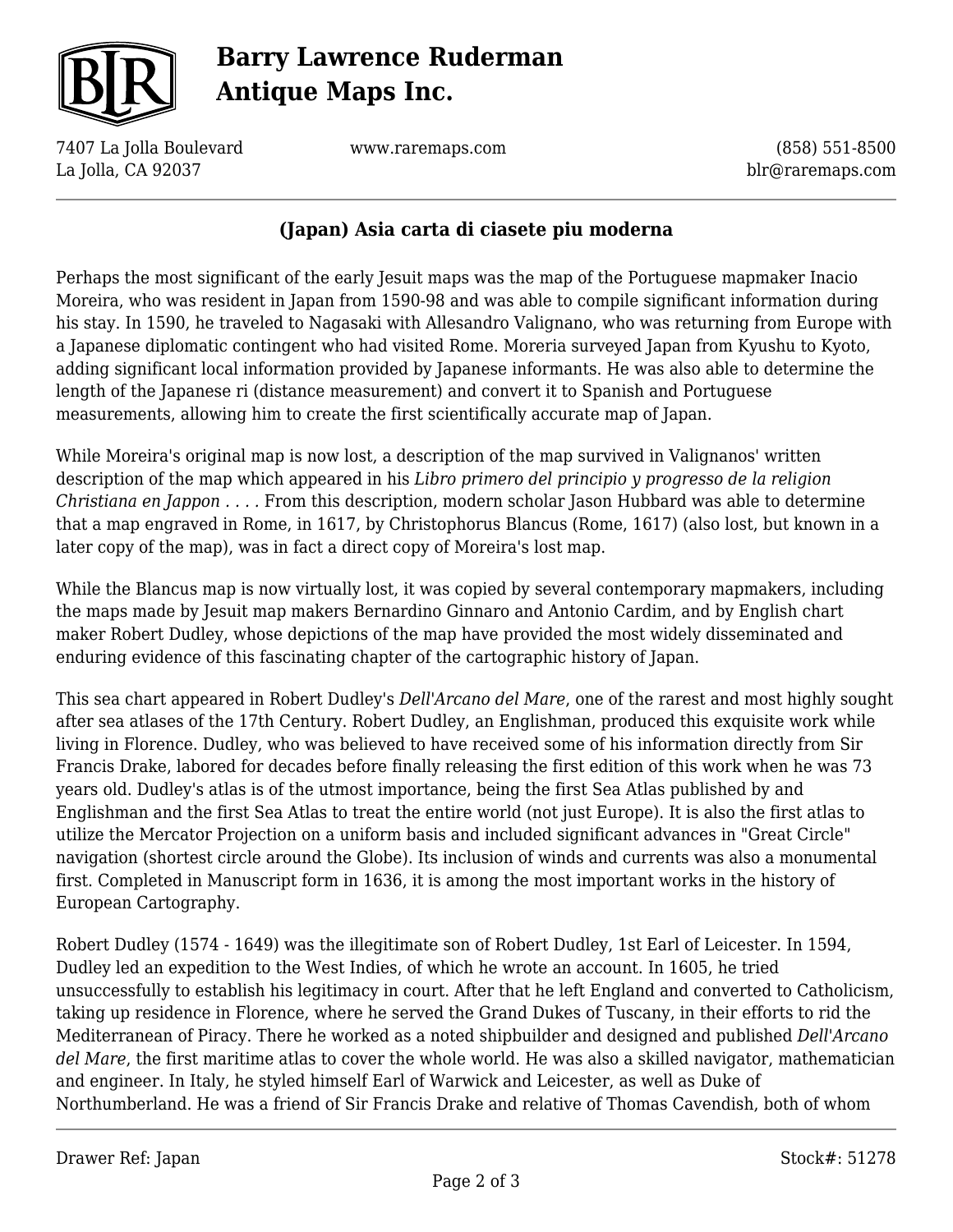## (Japan) Asia carta di ciasete piu moderna

Perhaps the most significant of the early Jesuit maps was the map of the Portuguese mapmaker Inacio Moreira, who was resident in Japan from 1590-98 and was able to compile significant information during his stay. In 1590, he traveled to Nagasaki with Allesandro Valignano, who was returning from Europe with a Japanese diplomatic contingent who had visited Rome. Moreria surveyed Japan from Kyushu to Kyoto, adding significant local information provided by Japanese informants. He was also able to determine the length of the Japanese ri (distance measurement) and convert it to Spanish and Portuguese measurements, allowing him to create the first scientifically accurate map of Japan.

While Moreira's original map is now lost, a description of the map survived in Valignanos' written description of the map which appeared in his *Libro primero del principio y progresso de la religion Christiana en Jappon . . . .* From this description, modern scholar Jason Hubbard was able to determine that a map engraved in Rome, in 1617, by Christophorus Blancus (Rome, 1617) (also lost, but known in a later copy of the map), was in fact a direct copy of Moreira's lost map.

While the Blancus map is now virtually lost, it was copied by several contemporary mapmakers, including the maps made by Jesuit map makers Bernardino Ginnaro and Antonio Cardim, and by English chart maker Robert Dudley, whose depictions of the map have provided the most widely disseminated and enduring evidence of this fascinating chapter of the cartographic history of Japan.

This sea chart appeared in Robert Dudley's *Dell'Arcano del Mare*, one of the rarest and most highly sought after sea atlases of the 17th Century. Robert Dudley, an Englishman, produced this exquisite work while living in Florence. Dudley, who was believed to have received some of his information directly from Sir Francis Drake, labored for decades before finally releasing the first edition of this work when he was 73 years old. Dudley's atlas is of the utmost importance, being the first Sea Atlas published by and Englishman and the first Sea Atlas to treat the entire world (not just Europe). It is also the first atlas to utilize the Mercator Projection on a uniform basis and included significant advances in "Great Circle" navigation (shortest circle around the Globe). Its inclusion of winds and currents was also a monumental first. Completed in Manuscript form in 1636, it is among the most important works in the history of European Cartography.

Robert Dudley (1574 - 1649) was the illegitimate son of Robert Dudley, 1st Earl of Leicester. In 1594, Dudley led an expedition to the West Indies, of which he wrote an account. In 1605, he tried unsuccessfully to establish his legitimacy in court. After that he left England and converted to Catholicism, taking up residence in Florence, where he served the Grand Dukes of Tuscany, in their efforts to rid the Mediterranean of Piracy. There he worked as a noted shipbuilder and designed and published *Dell'Arcano del Mare*, the first maritime atlas to cover the whole world. He was also a skilled navigator, mathematician and engineer. In Italy, he styled himself Earl of Warwick and Leicester, as well as Duke of Northumberland. He was a friend of Sir Francis Drake and relative of Thomas Cavendish, both of whom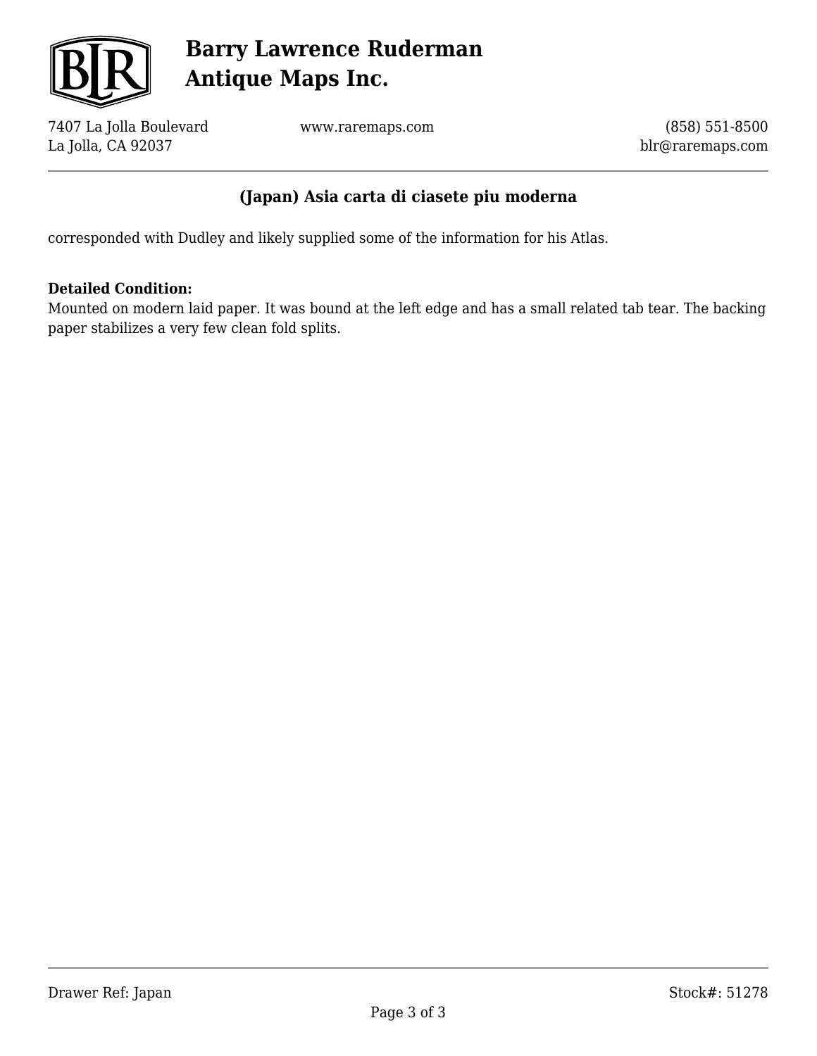corresponded with Dudley and likely supplied some of the information for his Atlas.

**Detailed Condition:**
Mounted on modern laid paper. It was bound at the left edge and has a small related tab tear. The backing paper stabilizes a very few clean fold splits.